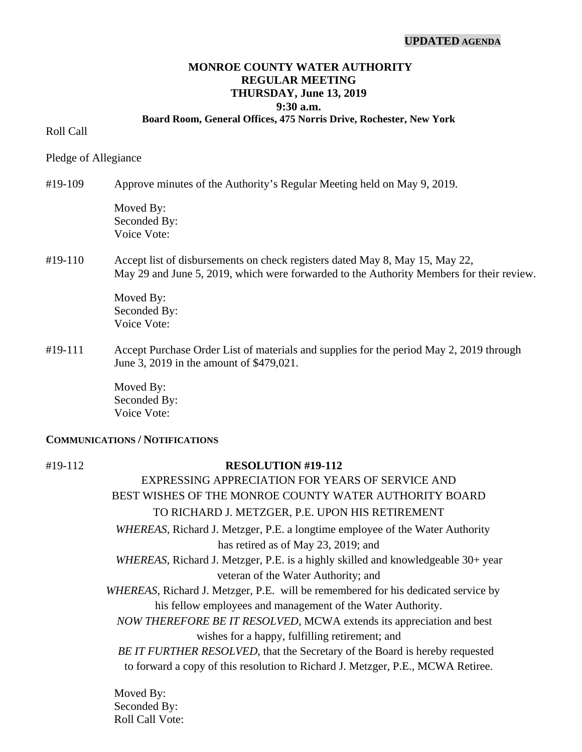**UPDATED AGENDA**

# MONROE COUNTY WATER AUTHORITY
## REGULAR MEETING
## THURSDAY, June 13, 2019
## 9:30 a.m.
### Board Room, General Offices, 475 Norris Drive, Rochester, New York

Roll Call

Pledge of Allegiance

#19-109 Approve minutes of the Authority's Regular Meeting held on May 9, 2019.

Moved By:
Seconded By:
Voice Vote:

#19-110 Accept list of disbursements on check registers dated May 8, May 15, May 22, May 29 and June 5, 2019, which were forwarded to the Authority Members for their review.

Moved By:
Seconded By:
Voice Vote:

#19-111 Accept Purchase Order List of materials and supplies for the period May 2, 2019 through June 3, 2019 in the amount of $479,021.

Moved By:
Seconded By:
Voice Vote:

**COMMUNICATIONS / NOTIFICATIONS**

#19-112

**RESOLUTION #19-112**

EXPRESSING APPRECIATION FOR YEARS OF SERVICE AND BEST WISHES OF THE MONROE COUNTY WATER AUTHORITY BOARD TO RICHARD J. METZGER, P.E. UPON HIS RETIREMENT

*WHEREAS*, Richard J. Metzger, P.E. a longtime employee of the Water Authority has retired as of May 23, 2019; and

*WHEREAS*, Richard J. Metzger, P.E. is a highly skilled and knowledgeable 30+ year veteran of the Water Authority; and

*WHEREAS*, Richard J. Metzger, P.E. will be remembered for his dedicated service by his fellow employees and management of the Water Authority.

*NOW THEREFORE BE IT RESOLVED,* MCWA extends its appreciation and best wishes for a happy, fulfilling retirement; and

*BE IT FURTHER RESOLVED*, that the Secretary of the Board is hereby requested to forward a copy of this resolution to Richard J. Metzger, P.E., MCWA Retiree.

Moved By:
Seconded By:
Roll Call Vote: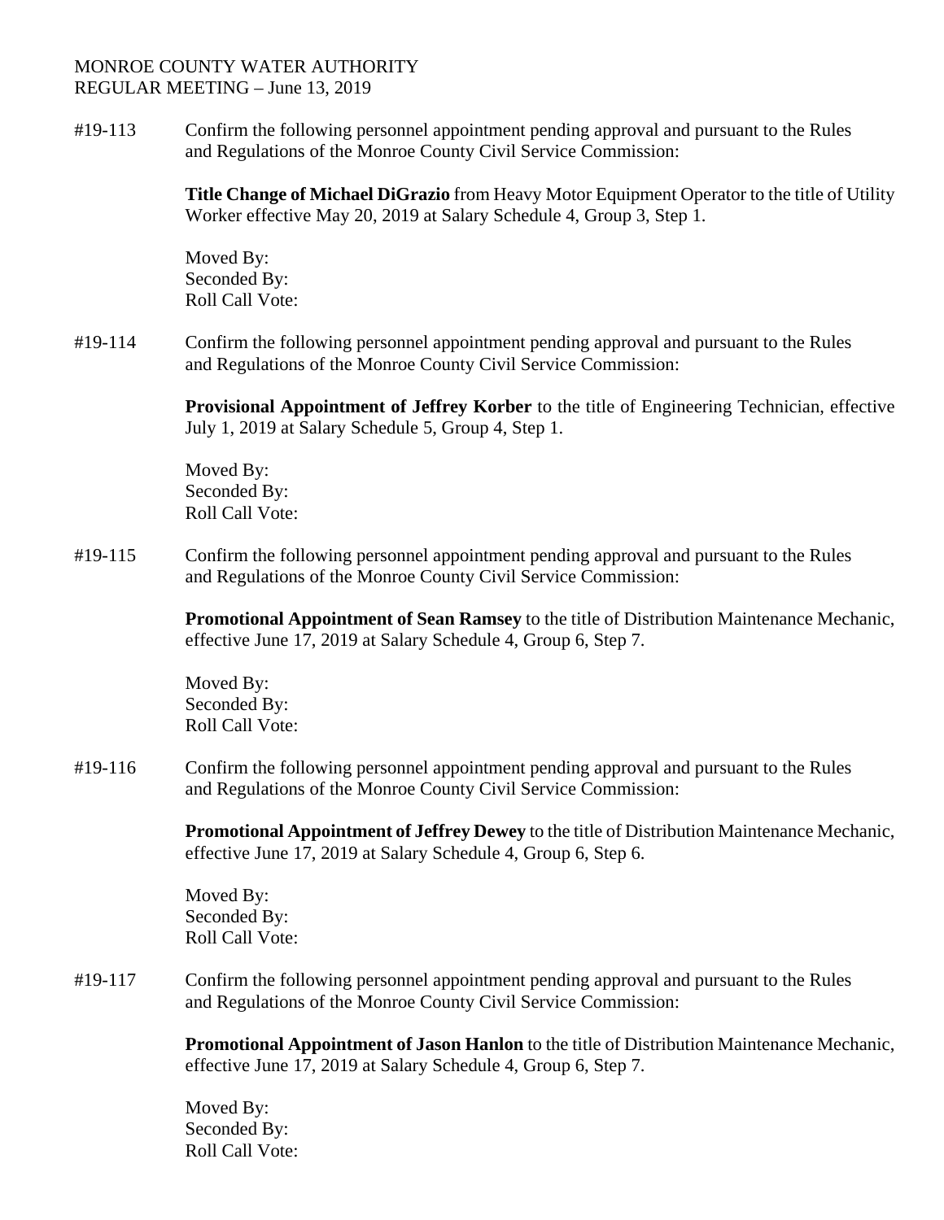MONROE COUNTY WATER AUTHORITY
REGULAR MEETING – June 13, 2019

#19-113 Confirm the following personnel appointment pending approval and pursuant to the Rules and Regulations of the Monroe County Civil Service Commission:

**Title Change of Michael DiGrazio** from Heavy Motor Equipment Operator to the title of Utility Worker effective May 20, 2019 at Salary Schedule 4, Group 3, Step 1.

Moved By:
Seconded By:
Roll Call Vote:

#19-114 Confirm the following personnel appointment pending approval and pursuant to the Rules and Regulations of the Monroe County Civil Service Commission:

**Provisional Appointment of Jeffrey Korber** to the title of Engineering Technician, effective July 1, 2019 at Salary Schedule 5, Group 4, Step 1.

Moved By:
Seconded By:
Roll Call Vote:

#19-115 Confirm the following personnel appointment pending approval and pursuant to the Rules and Regulations of the Monroe County Civil Service Commission:

**Promotional Appointment of Sean Ramsey** to the title of Distribution Maintenance Mechanic, effective June 17, 2019 at Salary Schedule 4, Group 6, Step 7.

Moved By:
Seconded By:
Roll Call Vote:

#19-116 Confirm the following personnel appointment pending approval and pursuant to the Rules and Regulations of the Monroe County Civil Service Commission:

**Promotional Appointment of Jeffrey Dewey** to the title of Distribution Maintenance Mechanic, effective June 17, 2019 at Salary Schedule 4, Group 6, Step 6.

Moved By:
Seconded By:
Roll Call Vote:

#19-117 Confirm the following personnel appointment pending approval and pursuant to the Rules and Regulations of the Monroe County Civil Service Commission:

**Promotional Appointment of Jason Hanlon** to the title of Distribution Maintenance Mechanic, effective June 17, 2019 at Salary Schedule 4, Group 6, Step 7.

Moved By:
Seconded By:
Roll Call Vote: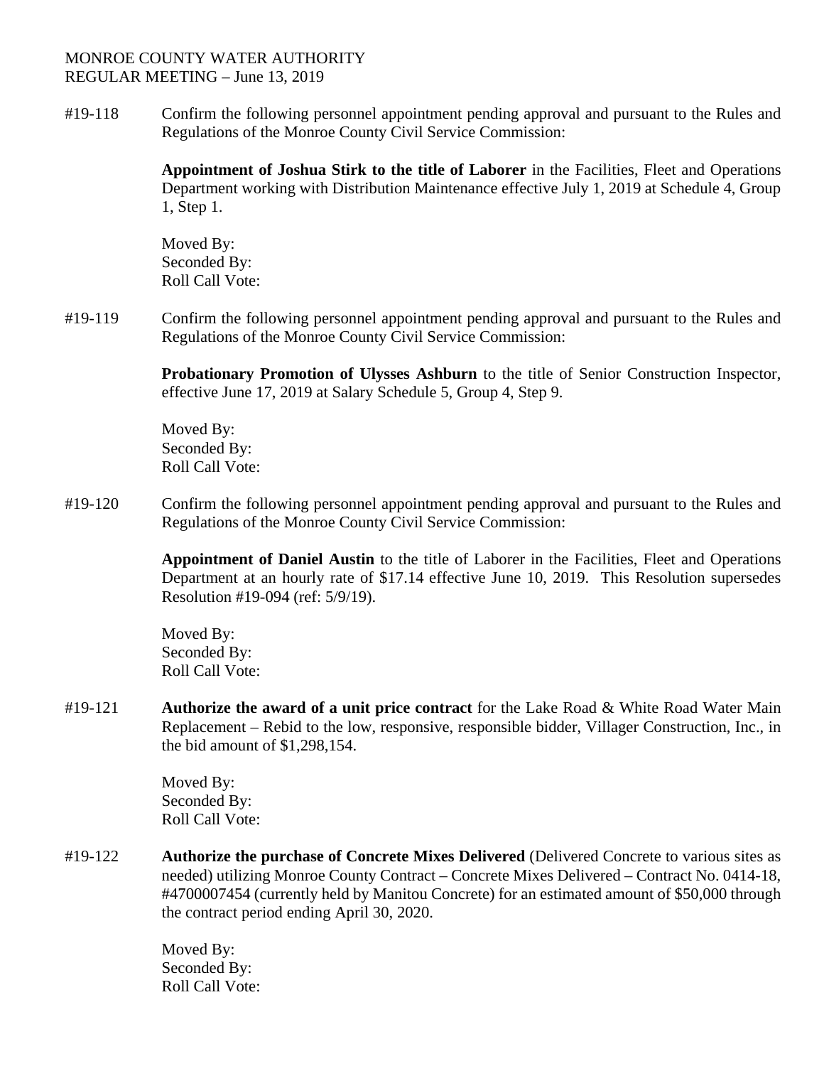MONROE COUNTY WATER AUTHORITY
REGULAR MEETING – June 13, 2019

#19-118 Confirm the following personnel appointment pending approval and pursuant to the Rules and Regulations of the Monroe County Civil Service Commission:

**Appointment of Joshua Stirk to the title of Laborer** in the Facilities, Fleet and Operations Department working with Distribution Maintenance effective July 1, 2019 at Schedule 4, Group 1, Step 1.

Moved By:
Seconded By:
Roll Call Vote:

#19-119 Confirm the following personnel appointment pending approval and pursuant to the Rules and Regulations of the Monroe County Civil Service Commission:

**Probationary Promotion of Ulysses Ashburn** to the title of Senior Construction Inspector, effective June 17, 2019 at Salary Schedule 5, Group 4, Step 9.

Moved By:
Seconded By:
Roll Call Vote:

#19-120 Confirm the following personnel appointment pending approval and pursuant to the Rules and Regulations of the Monroe County Civil Service Commission:

**Appointment of Daniel Austin** to the title of Laborer in the Facilities, Fleet and Operations Department at an hourly rate of $17.14 effective June 10, 2019. This Resolution supersedes Resolution #19-094 (ref: 5/9/19).

Moved By:
Seconded By:
Roll Call Vote:

#19-121 **Authorize the award of a unit price contract** for the Lake Road & White Road Water Main Replacement – Rebid to the low, responsive, responsible bidder, Villager Construction, Inc., in the bid amount of $1,298,154.

Moved By:
Seconded By:
Roll Call Vote:

#19-122 **Authorize the purchase of Concrete Mixes Delivered** (Delivered Concrete to various sites as needed) utilizing Monroe County Contract – Concrete Mixes Delivered – Contract No. 0414-18, #4700007454 (currently held by Manitou Concrete) for an estimated amount of $50,000 through the contract period ending April 30, 2020.

Moved By:
Seconded By:
Roll Call Vote: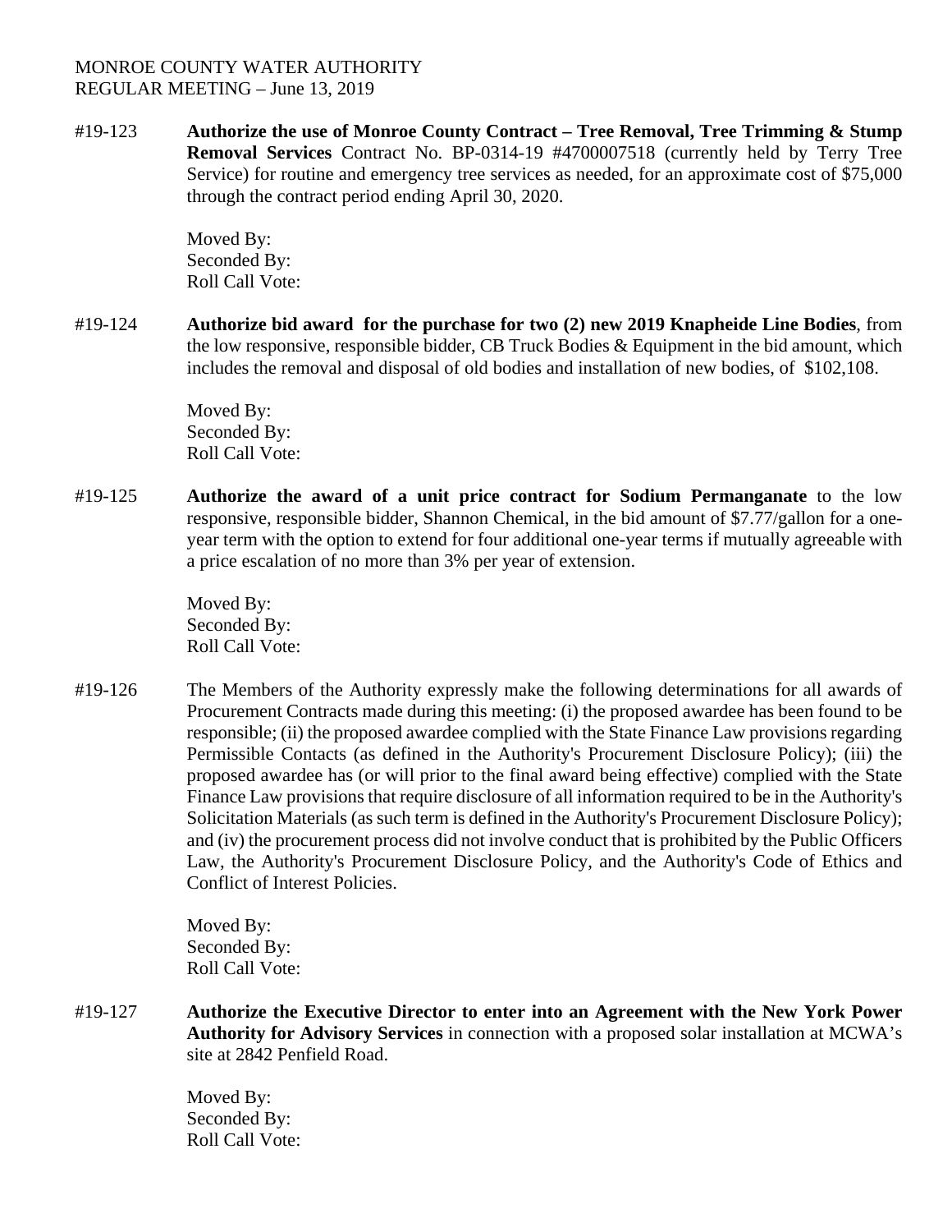MONROE COUNTY WATER AUTHORITY
REGULAR MEETING – June 13, 2019

#19-123 **Authorize the use of Monroe County Contract – Tree Removal, Tree Trimming & Stump Removal Services** Contract No. BP-0314-19 #4700007518 (currently held by Terry Tree Service) for routine and emergency tree services as needed, for an approximate cost of $75,000 through the contract period ending April 30, 2020.

Moved By:
Seconded By:
Roll Call Vote:

#19-124 **Authorize bid award for the purchase for two (2) new 2019 Knapheide Line Bodies**, from the low responsive, responsible bidder, CB Truck Bodies & Equipment in the bid amount, which includes the removal and disposal of old bodies and installation of new bodies, of $102,108.

Moved By:
Seconded By:
Roll Call Vote:

#19-125 **Authorize the award of a unit price contract for Sodium Permanganate** to the low responsive, responsible bidder, Shannon Chemical, in the bid amount of $7.77/gallon for a one-year term with the option to extend for four additional one-year terms if mutually agreeable with a price escalation of no more than 3% per year of extension.

Moved By:
Seconded By:
Roll Call Vote:

#19-126 The Members of the Authority expressly make the following determinations for all awards of Procurement Contracts made during this meeting: (i) the proposed awardee has been found to be responsible; (ii) the proposed awardee complied with the State Finance Law provisions regarding Permissible Contacts (as defined in the Authority's Procurement Disclosure Policy); (iii) the proposed awardee has (or will prior to the final award being effective) complied with the State Finance Law provisions that require disclosure of all information required to be in the Authority's Solicitation Materials (as such term is defined in the Authority's Procurement Disclosure Policy); and (iv) the procurement process did not involve conduct that is prohibited by the Public Officers Law, the Authority's Procurement Disclosure Policy, and the Authority's Code of Ethics and Conflict of Interest Policies.

Moved By:
Seconded By:
Roll Call Vote:

#19-127 **Authorize the Executive Director to enter into an Agreement with the New York Power Authority for Advisory Services** in connection with a proposed solar installation at MCWA's site at 2842 Penfield Road.

Moved By:
Seconded By:
Roll Call Vote: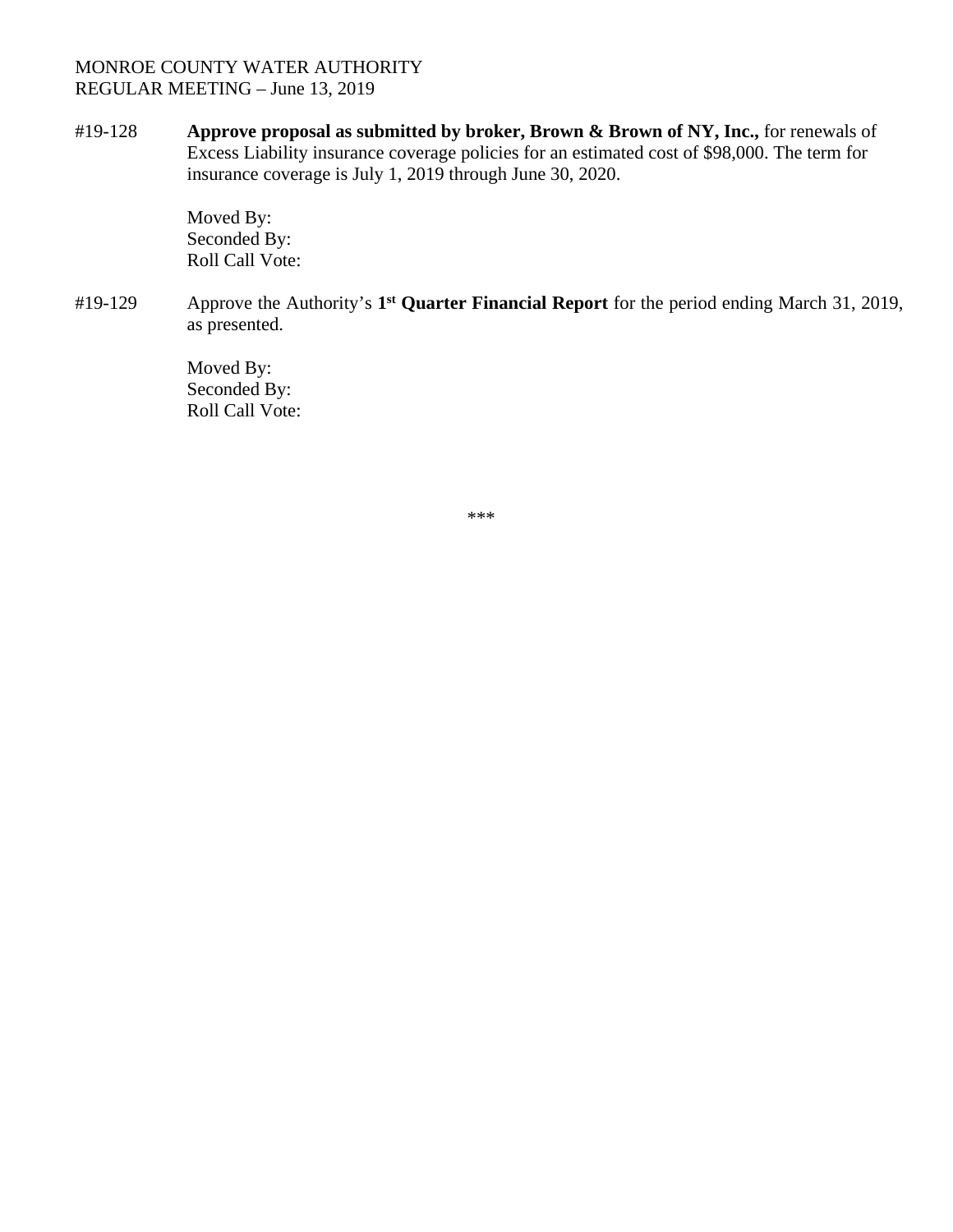#19-128 **Approve proposal as submitted by broker, Brown & Brown of NY, Inc.,** for renewals of Excess Liability insurance coverage policies for an estimated cost of $98,000. The term for insurance coverage is July 1, 2019 through June 30, 2020.

Moved By:
Seconded By:
Roll Call Vote:

#19-129 Approve the Authority's **1st Quarter Financial Report** for the period ending March 31, 2019, as presented.

Moved By:
Seconded By:
Roll Call Vote:

***